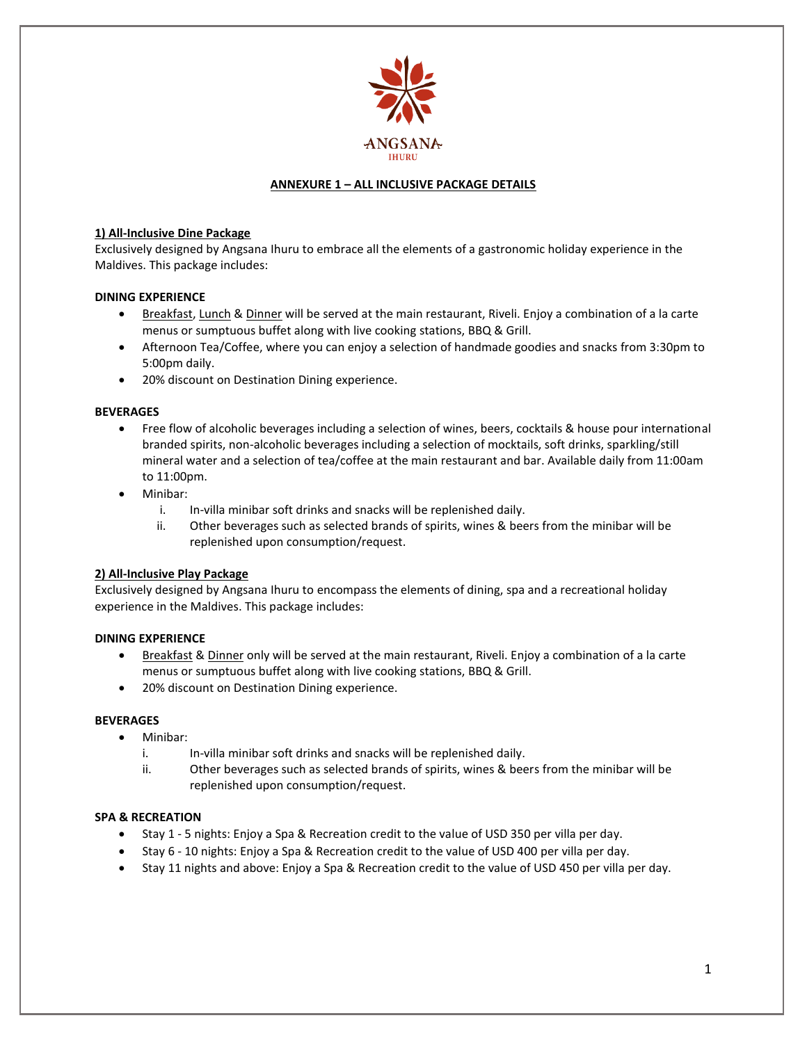ANGSANA
IHURU

## ANNEXURE 1 – ALL INCLUSIVE PACKAGE DETAILS

### 1) All-Inclusive Dine Package

Exclusively designed by Angsana Ihuru to embrace all the elements of a gastronomic holiday experience in the Maldives. This package includes:

**DINING EXPERIENCE**

- Breakfast, Lunch & Dinner will be served at the main restaurant, Riveli. Enjoy a combination of a la carte menus or sumptuous buffet along with live cooking stations, BBQ & Grill.
- Afternoon Tea/Coffee, where you can enjoy a selection of handmade goodies and snacks from 3:30pm to 5:00pm daily.
- 20% discount on Destination Dining experience.

**BEVERAGES**

- Free flow of alcoholic beverages including a selection of wines, beers, cocktails & house pour international branded spirits, non-alcoholic beverages including a selection of mocktails, soft drinks, sparkling/still mineral water and a selection of tea/coffee at the main restaurant and bar. Available daily from 11:00am to 11:00pm.
- Minibar:
  - i. In-villa minibar soft drinks and snacks will be replenished daily.
  - ii. Other beverages such as selected brands of spirits, wines & beers from the minibar will be replenished upon consumption/request.

### 2) All-Inclusive Play Package

Exclusively designed by Angsana Ihuru to encompass the elements of dining, spa and a recreational holiday experience in the Maldives. This package includes:

**DINING EXPERIENCE**

- Breakfast & Dinner only will be served at the main restaurant, Riveli. Enjoy a combination of a la carte menus or sumptuous buffet along with live cooking stations, BBQ & Grill.
- 20% discount on Destination Dining experience.

**BEVERAGES**

- Minibar:
  - i. In-villa minibar soft drinks and snacks will be replenished daily.
  - ii. Other beverages such as selected brands of spirits, wines & beers from the minibar will be replenished upon consumption/request.

**SPA & RECREATION**

- Stay 1 - 5 nights: Enjoy a Spa & Recreation credit to the value of USD 350 per villa per day.
- Stay 6 - 10 nights: Enjoy a Spa & Recreation credit to the value of USD 400 per villa per day.
- Stay 11 nights and above: Enjoy a Spa & Recreation credit to the value of USD 450 per villa per day.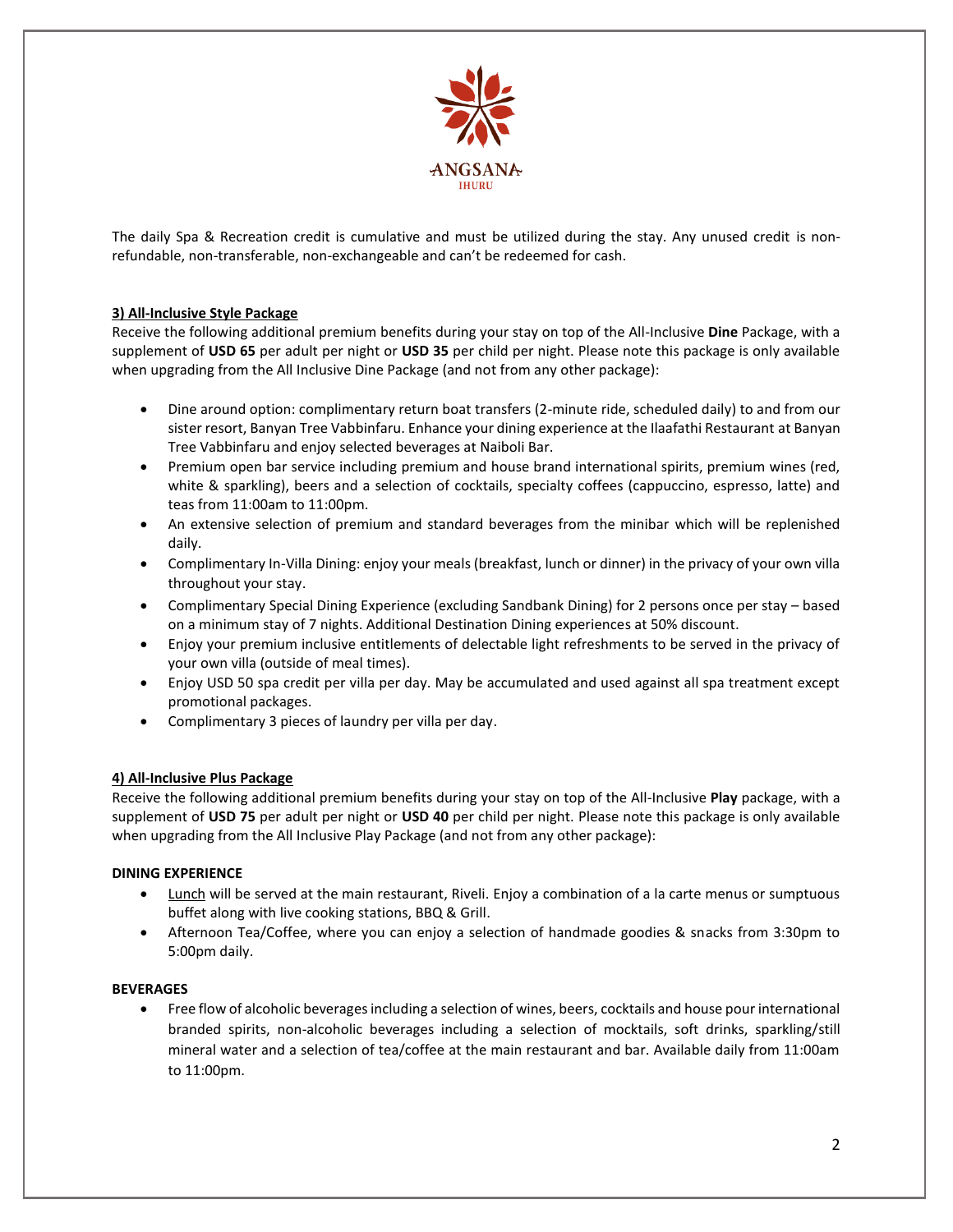The daily Spa & Recreation credit is cumulative and must be utilized during the stay. Any unused credit is non-refundable, non-transferable, non-exchangeable and can't be redeemed for cash.

### 3) All-Inclusive Style Package

Receive the following additional premium benefits during your stay on top of the All-Inclusive **Dine** Package, with a supplement of **USD 65** per adult per night or **USD 35** per child per night. Please note this package is only available when upgrading from the All Inclusive Dine Package (and not from any other package):

- Dine around option: complimentary return boat transfers (2-minute ride, scheduled daily) to and from our sister resort, Banyan Tree Vabbinfaru. Enhance your dining experience at the Ilaafathi Restaurant at Banyan Tree Vabbinfaru and enjoy selected beverages at Naiboli Bar.
- Premium open bar service including premium and house brand international spirits, premium wines (red, white & sparkling), beers and a selection of cocktails, specialty coffees (cappuccino, espresso, latte) and teas from 11:00am to 11:00pm.
- An extensive selection of premium and standard beverages from the minibar which will be replenished daily.
- Complimentary In-Villa Dining: enjoy your meals (breakfast, lunch or dinner) in the privacy of your own villa throughout your stay.
- Complimentary Special Dining Experience (excluding Sandbank Dining) for 2 persons once per stay – based on a minimum stay of 7 nights. Additional Destination Dining experiences at 50% discount.
- Enjoy your premium inclusive entitlements of delectable light refreshments to be served in the privacy of your own villa (outside of meal times).
- Enjoy USD 50 spa credit per villa per day. May be accumulated and used against all spa treatment except promotional packages.
- Complimentary 3 pieces of laundry per villa per day.

### 4) All-Inclusive Plus Package

Receive the following additional premium benefits during your stay on top of the All-Inclusive **Play** package, with a supplement of **USD 75** per adult per night or **USD 40** per child per night. Please note this package is only available when upgrading from the All Inclusive Play Package (and not from any other package):

**DINING EXPERIENCE**

- Lunch will be served at the main restaurant, Riveli. Enjoy a combination of a la carte menus or sumptuous buffet along with live cooking stations, BBQ & Grill.
- Afternoon Tea/Coffee, where you can enjoy a selection of handmade goodies & snacks from 3:30pm to 5:00pm daily.

**BEVERAGES**

- Free flow of alcoholic beverages including a selection of wines, beers, cocktails and house pour international branded spirits, non-alcoholic beverages including a selection of mocktails, soft drinks, sparkling/still mineral water and a selection of tea/coffee at the main restaurant and bar. Available daily from 11:00am to 11:00pm.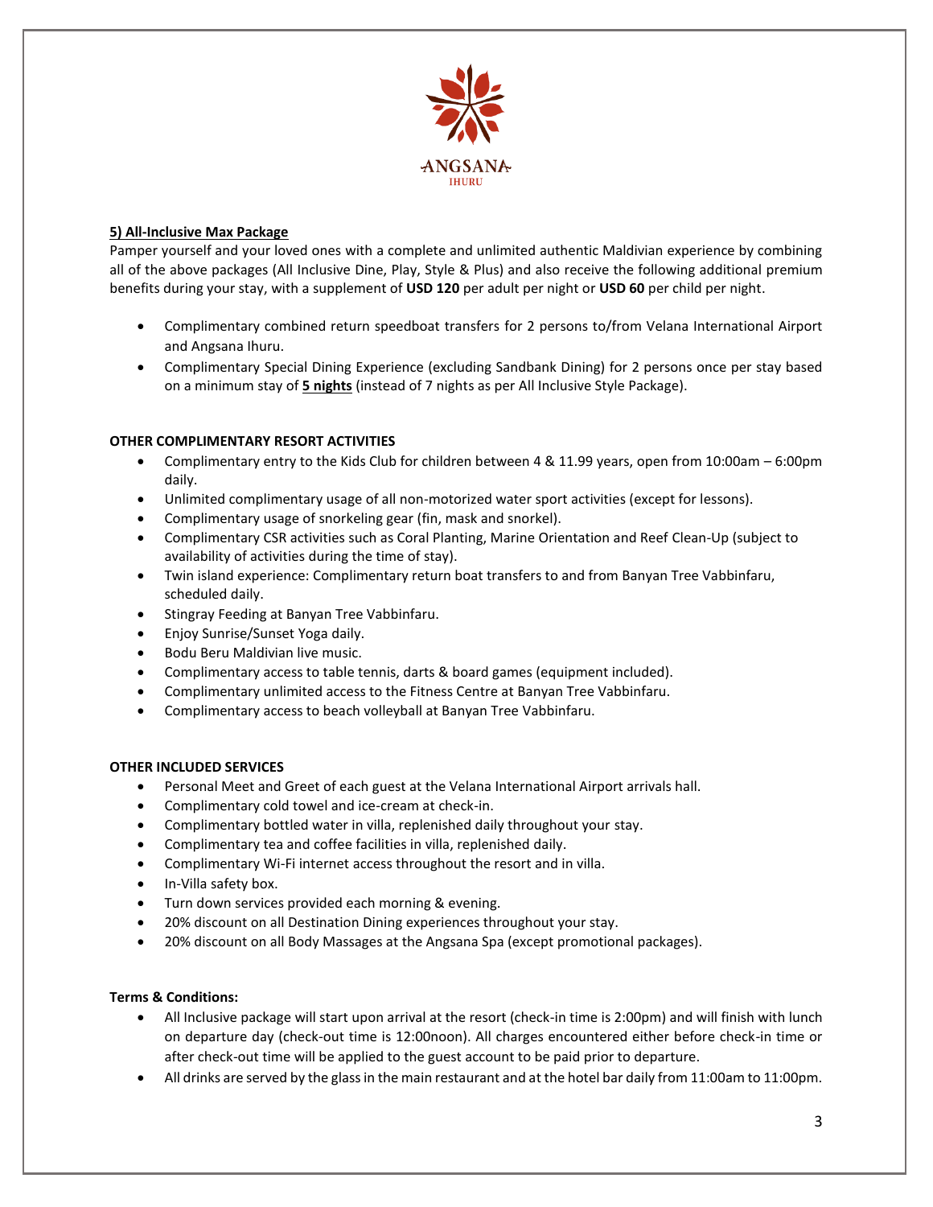ANGSANA
IHURU

**5) All-Inclusive Max Package**

Pamper yourself and your loved ones with a complete and unlimited authentic Maldivian experience by combining all of the above packages (All Inclusive Dine, Play, Style & Plus) and also receive the following additional premium benefits during your stay, with a supplement of **USD 120** per adult per night or **USD 60** per child per night.

- Complimentary combined return speedboat transfers for 2 persons to/from Velana International Airport and Angsana Ihuru.
- Complimentary Special Dining Experience (excluding Sandbank Dining) for 2 persons once per stay based on a minimum stay of **5 nights** (instead of 7 nights as per All Inclusive Style Package).

**OTHER COMPLIMENTARY RESORT ACTIVITIES**

- Complimentary entry to the Kids Club for children between 4 & 11.99 years, open from 10:00am – 6:00pm daily.
- Unlimited complimentary usage of all non-motorized water sport activities (except for lessons).
- Complimentary usage of snorkeling gear (fin, mask and snorkel).
- Complimentary CSR activities such as Coral Planting, Marine Orientation and Reef Clean-Up (subject to availability of activities during the time of stay).
- Twin island experience: Complimentary return boat transfers to and from Banyan Tree Vabbinfaru, scheduled daily.
- Stingray Feeding at Banyan Tree Vabbinfaru.
- Enjoy Sunrise/Sunset Yoga daily.
- Bodu Beru Maldivian live music.
- Complimentary access to table tennis, darts & board games (equipment included).
- Complimentary unlimited access to the Fitness Centre at Banyan Tree Vabbinfaru.
- Complimentary access to beach volleyball at Banyan Tree Vabbinfaru.

**OTHER INCLUDED SERVICES**

- Personal Meet and Greet of each guest at the Velana International Airport arrivals hall.
- Complimentary cold towel and ice-cream at check-in.
- Complimentary bottled water in villa, replenished daily throughout your stay.
- Complimentary tea and coffee facilities in villa, replenished daily.
- Complimentary Wi-Fi internet access throughout the resort and in villa.
- In-Villa safety box.
- Turn down services provided each morning & evening.
- 20% discount on all Destination Dining experiences throughout your stay.
- 20% discount on all Body Massages at the Angsana Spa (except promotional packages).

**Terms & Conditions:**

- All Inclusive package will start upon arrival at the resort (check-in time is 2:00pm) and will finish with lunch on departure day (check-out time is 12:00noon). All charges encountered either before check-in time or after check-out time will be applied to the guest account to be paid prior to departure.
- All drinks are served by the glass in the main restaurant and at the hotel bar daily from 11:00am to 11:00pm.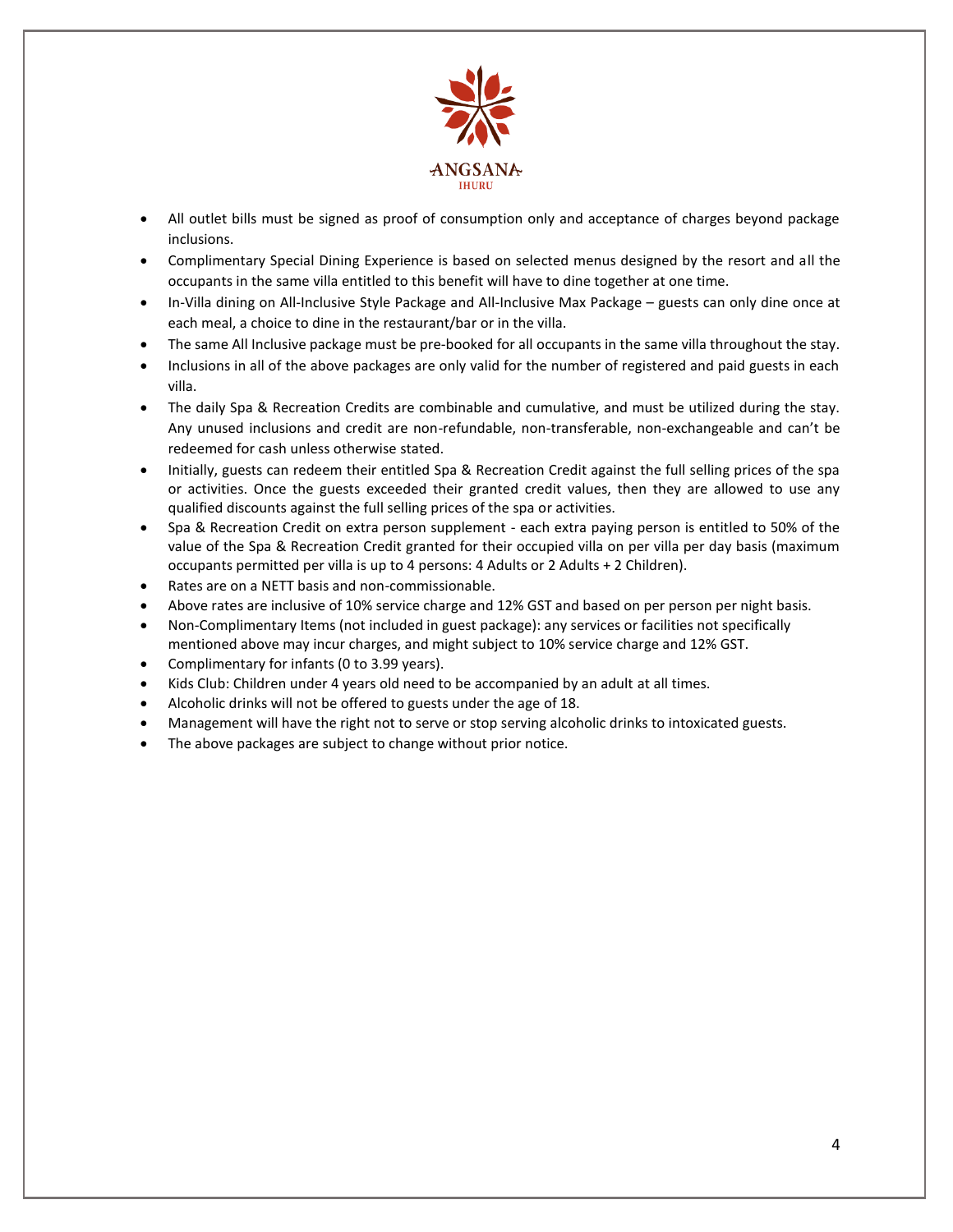- All outlet bills must be signed as proof of consumption only and acceptance of charges beyond package inclusions.
- Complimentary Special Dining Experience is based on selected menus designed by the resort and all the occupants in the same villa entitled to this benefit will have to dine together at one time.
- In-Villa dining on All-Inclusive Style Package and All-Inclusive Max Package – guests can only dine once at each meal, a choice to dine in the restaurant/bar or in the villa.
- The same All Inclusive package must be pre-booked for all occupants in the same villa throughout the stay.
- Inclusions in all of the above packages are only valid for the number of registered and paid guests in each villa.
- The daily Spa & Recreation Credits are combinable and cumulative, and must be utilized during the stay. Any unused inclusions and credit are non-refundable, non-transferable, non-exchangeable and can't be redeemed for cash unless otherwise stated.
- Initially, guests can redeem their entitled Spa & Recreation Credit against the full selling prices of the spa or activities. Once the guests exceeded their granted credit values, then they are allowed to use any qualified discounts against the full selling prices of the spa or activities.
- Spa & Recreation Credit on extra person supplement - each extra paying person is entitled to 50% of the value of the Spa & Recreation Credit granted for their occupied villa on per villa per day basis (maximum occupants permitted per villa is up to 4 persons: 4 Adults or 2 Adults + 2 Children).
- Rates are on a NETT basis and non-commissionable.
- Above rates are inclusive of 10% service charge and 12% GST and based on per person per night basis.
- Non-Complimentary Items (not included in guest package): any services or facilities not specifically mentioned above may incur charges, and might subject to 10% service charge and 12% GST.
- Complimentary for infants (0 to 3.99 years).
- Kids Club: Children under 4 years old need to be accompanied by an adult at all times.
- Alcoholic drinks will not be offered to guests under the age of 18.
- Management will have the right not to serve or stop serving alcoholic drinks to intoxicated guests.
- The above packages are subject to change without prior notice.